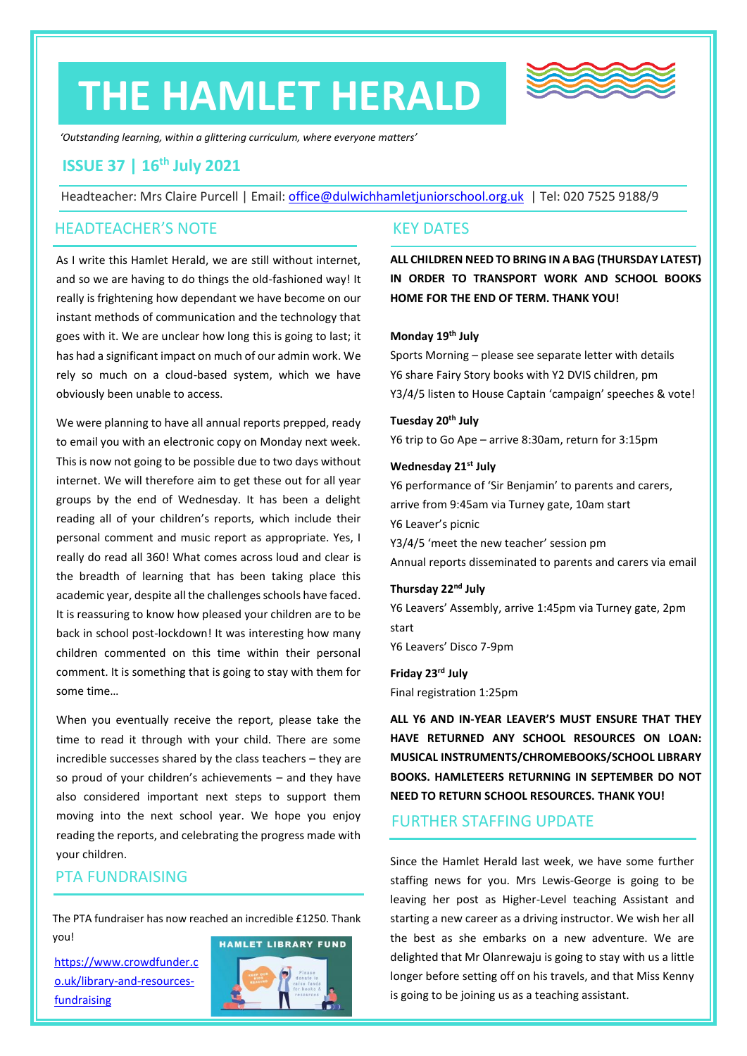# THE HAMLET HERALD

*'Outstanding learning, within a glittering curriculum, where everyone matters'*

## ISSUE 37 | 16th July 2021

Headteacher: Mrs Claire Purcell | Email: office@dulwichhamletjuniorschool.org.uk | Tel: 020 7525 9188/9

## HEADTEACHER'S NOTE

As I write this Hamlet Herald, we are still without internet, and so we are having to do things the old-fashioned way! It really is frightening how dependant we have become on our instant methods of communication and the technology that goes with it. We are unclear how long this is going to last; it has had a significant impact on much of our admin work. We rely so much on a cloud-based system, which we have obviously been unable to access.

We were planning to have all annual reports prepped, ready to email you with an electronic copy on Monday next week. This is now not going to be possible due to two days without internet. We will therefore aim to get these out for all year groups by the end of Wednesday. It has been a delight reading all of your children's reports, which include their personal comment and music report as appropriate. Yes, I really do read all 360! What comes across loud and clear is the breadth of learning that has been taking place this academic year, despite all the challenges schools have faced. It is reassuring to know how pleased your children are to be back in school post-lockdown! It was interesting how many children commented on this time within their personal comment. It is something that is going to stay with them for some time…

When you eventually receive the report, please take the time to read it through with your child. There are some incredible successes shared by the class teachers – they are so proud of your children's achievements – and they have also considered important next steps to support them moving into the next school year. We hope you enjoy reading the reports, and celebrating the progress made with your children.

## PTA FUNDRAISING

The PTA fundraiser has now reached an incredible £1250. Thank you!

https://www.crowdfunder.co.uk/library-and-resources-fundraising

HAMLET LIBRARY FUND

## KEY DATES

**ALL CHILDREN NEED TO BRING IN A BAG (THURSDAY LATEST) IN ORDER TO TRANSPORT WORK AND SCHOOL BOOKS HOME FOR THE END OF TERM. THANK YOU!**

**Monday 19th July**

Sports Morning – please see separate letter with details

Y6 share Fairy Story books with Y2 DVIS children, pm

Y3/4/5 listen to House Captain 'campaign' speeches & vote!

**Tuesday 20th July**

Y6 trip to Go Ape – arrive 8:30am, return for 3:15pm

**Wednesday 21st July**

Y6 performance of 'Sir Benjamin' to parents and carers, arrive from 9:45am via Turney gate, 10am start

Y6 Leaver's picnic

Y3/4/5 'meet the new teacher' session pm

Annual reports disseminated to parents and carers via email

**Thursday 22nd July**

Y6 Leavers' Assembly, arrive 1:45pm via Turney gate, 2pm start

Y6 Leavers' Disco 7-9pm

**Friday 23rd July**

Final registration 1:25pm

**ALL Y6 AND IN-YEAR LEAVER'S MUST ENSURE THAT THEY HAVE RETURNED ANY SCHOOL RESOURCES ON LOAN: MUSICAL INSTRUMENTS/CHROMEBOOKS/SCHOOL LIBRARY BOOKS. HAMLETEERS RETURNING IN SEPTEMBER DO NOT NEED TO RETURN SCHOOL RESOURCES. THANK YOU!**

## FURTHER STAFFING UPDATE

Since the Hamlet Herald last week, we have some further staffing news for you. Mrs Lewis-George is going to be leaving her post as Higher-Level teaching Assistant and starting a new career as a driving instructor. We wish her all the best as she embarks on a new adventure. We are delighted that Mr Olanrewaju is going to stay with us a little longer before setting off on his travels, and that Miss Kenny is going to be joining us as a teaching assistant.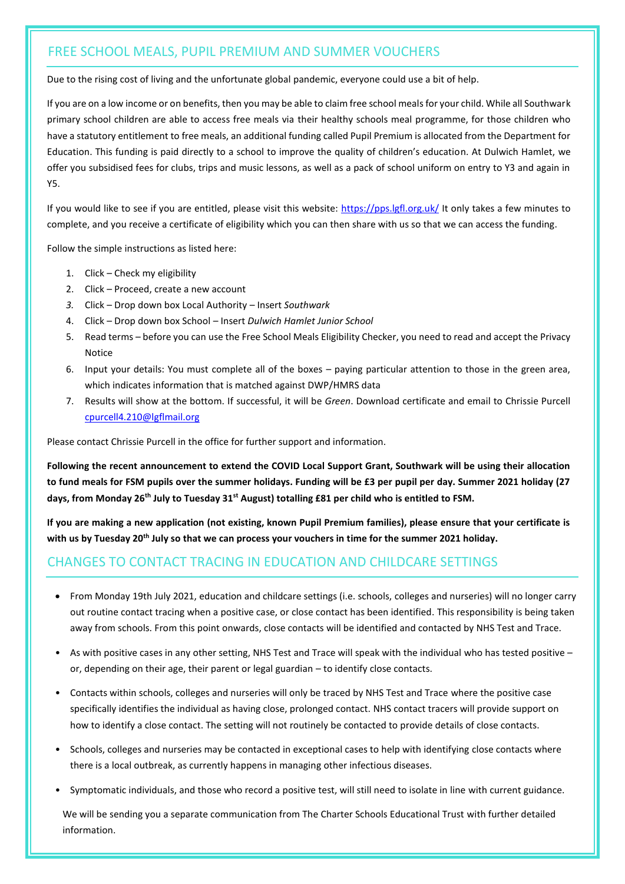## FREE SCHOOL MEALS, PUPIL PREMIUM AND SUMMER VOUCHERS

Due to the rising cost of living and the unfortunate global pandemic, everyone could use a bit of help.

If you are on a low income or on benefits, then you may be able to claim free school meals for your child. While all Southwark primary school children are able to access free meals via their healthy schools meal programme, for those children who have a statutory entitlement to free meals, an additional funding called Pupil Premium is allocated from the Department for Education. This funding is paid directly to a school to improve the quality of children's education. At Dulwich Hamlet, we offer you subsidised fees for clubs, trips and music lessons, as well as a pack of school uniform on entry to Y3 and again in Y5.

If you would like to see if you are entitled, please visit this website: https://pps.lgfl.org.uk/ It only takes a few minutes to complete, and you receive a certificate of eligibility which you can then share with us so that we can access the funding.

Follow the simple instructions as listed here:

1. Click – Check my eligibility
2. Click – Proceed, create a new account
3. Click – Drop down box Local Authority – Insert *Southwark*
4. Click – Drop down box School – Insert *Dulwich Hamlet Junior School*
5. Read terms – before you can use the Free School Meals Eligibility Checker, you need to read and accept the Privacy Notice
6. Input your details: You must complete all of the boxes – paying particular attention to those in the green area, which indicates information that is matched against DWP/HMRS data
7. Results will show at the bottom. If successful, it will be *Green*. Download certificate and email to Chrissie Purcell cpurcell4.210@lgflmail.org

Please contact Chrissie Purcell in the office for further support and information.

**Following the recent announcement to extend the COVID Local Support Grant, Southwark will be using their allocation to fund meals for FSM pupils over the summer holidays. Funding will be £3 per pupil per day. Summer 2021 holiday (27 days, from Monday 26th July to Tuesday 31st August) totalling £81 per child who is entitled to FSM.**

**If you are making a new application (not existing, known Pupil Premium families), please ensure that your certificate is with us by Tuesday 20th July so that we can process your vouchers in time for the summer 2021 holiday.**

## CHANGES TO CONTACT TRACING IN EDUCATION AND CHILDCARE SETTINGS

- From Monday 19th July 2021, education and childcare settings (i.e. schools, colleges and nurseries) will no longer carry out routine contact tracing when a positive case, or close contact has been identified. This responsibility is being taken away from schools. From this point onwards, close contacts will be identified and contacted by NHS Test and Trace.
- As with positive cases in any other setting, NHS Test and Trace will speak with the individual who has tested positive – or, depending on their age, their parent or legal guardian – to identify close contacts.
- Contacts within schools, colleges and nurseries will only be traced by NHS Test and Trace where the positive case specifically identifies the individual as having close, prolonged contact. NHS contact tracers will provide support on how to identify a close contact. The setting will not routinely be contacted to provide details of close contacts.
- Schools, colleges and nurseries may be contacted in exceptional cases to help with identifying close contacts where there is a local outbreak, as currently happens in managing other infectious diseases.
- Symptomatic individuals, and those who record a positive test, will still need to isolate in line with current guidance.

We will be sending you a separate communication from The Charter Schools Educational Trust with further detailed information.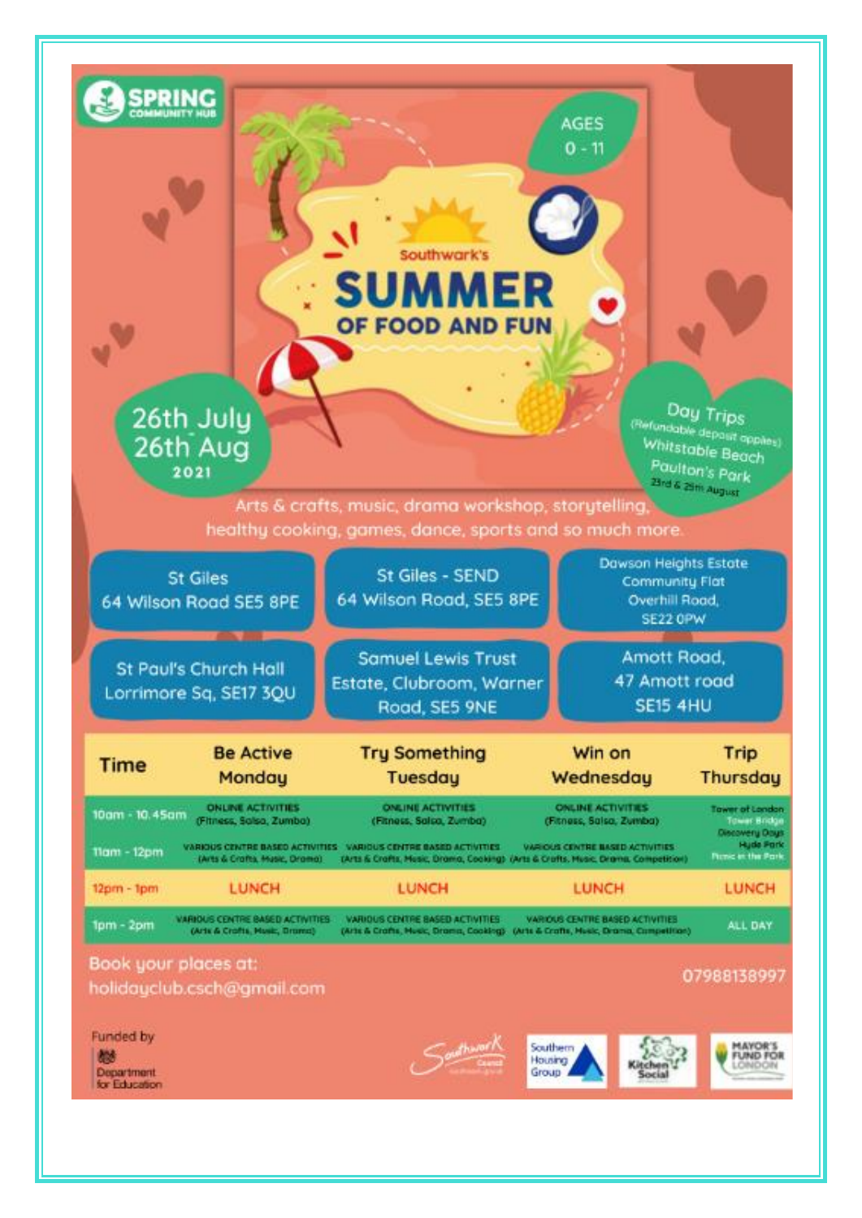SPRING COMMUNITY HUB

AGES 0 - 11

Southwark's

# SUMMER OF FOOD AND FUN

26th July
26th Aug
2021

Day Trips
(Refundable deposit applies)
Whitstable Beach
Paulton's Park
23rd & 25th August

Arts & crafts, music, drama workshop, storytelling, healthy cooking, games, dance, sports and so much more.

| | | |
|---|---|---|
| St Giles<br>64 Wilson Road SE5 8PE | St Giles - SEND<br>64 Wilson Road, SE5 8PE | Dawson Heights Estate<br>Community Flat<br>Overhill Road,<br>SE22 0PW |
| St Paul's Church Hall<br>Lorrimore Sq, SE17 3QU | Samuel Lewis Trust<br>Estate, Clubroom, Warner<br>Road, SE5 9NE | Amott Road,<br>47 Amott road<br>SE15 4HU |

| Time | Be Active Monday | Try Something Tuesday | Win on Wednesday | Trip Thursday |
|---|---|---|---|---|
| 10am - 10.45am | ONLINE ACTIVITIES (Fitness, Salsa, Zumba) | ONLINE ACTIVITIES (Fitness, Salsa, Zumba) | ONLINE ACTIVITIES (Fitness, Salsa, Zumba) | Tower of London<br>Tower Bridge<br>Discovery Days<br>Hyde Park<br>Picnic in the Park |
| 11am - 12pm | VARIOUS CENTRE BASED ACTIVITIES (Arts & Crafts, Music, Drama) | VARIOUS CENTRE BASED ACTIVITIES (Arts & Crafts, Music, Drama, Cooking) | VARIOUS CENTRE BASED ACTIVITIES (Arts & Crafts, Music, Drama, Competition) | |
| 12pm - 1pm | LUNCH | LUNCH | LUNCH | LUNCH |
| 1pm - 2pm | VARIOUS CENTRE BASED ACTIVITIES (Arts & Crafts, Music, Drama) | VARIOUS CENTRE BASED ACTIVITIES (Arts & Crafts, Music, Drama, Cooking) | VARIOUS CENTRE BASED ACTIVITIES (Arts & Crafts, Music, Drama, Competition) | ALL DAY |

Book your places at:
holidayclub.csch@gmail.com

07988138997

Funded by
Department for Education

Southwark Council
Southern Housing Group
Kitchen Social
MAYOR'S FUND FOR LONDON